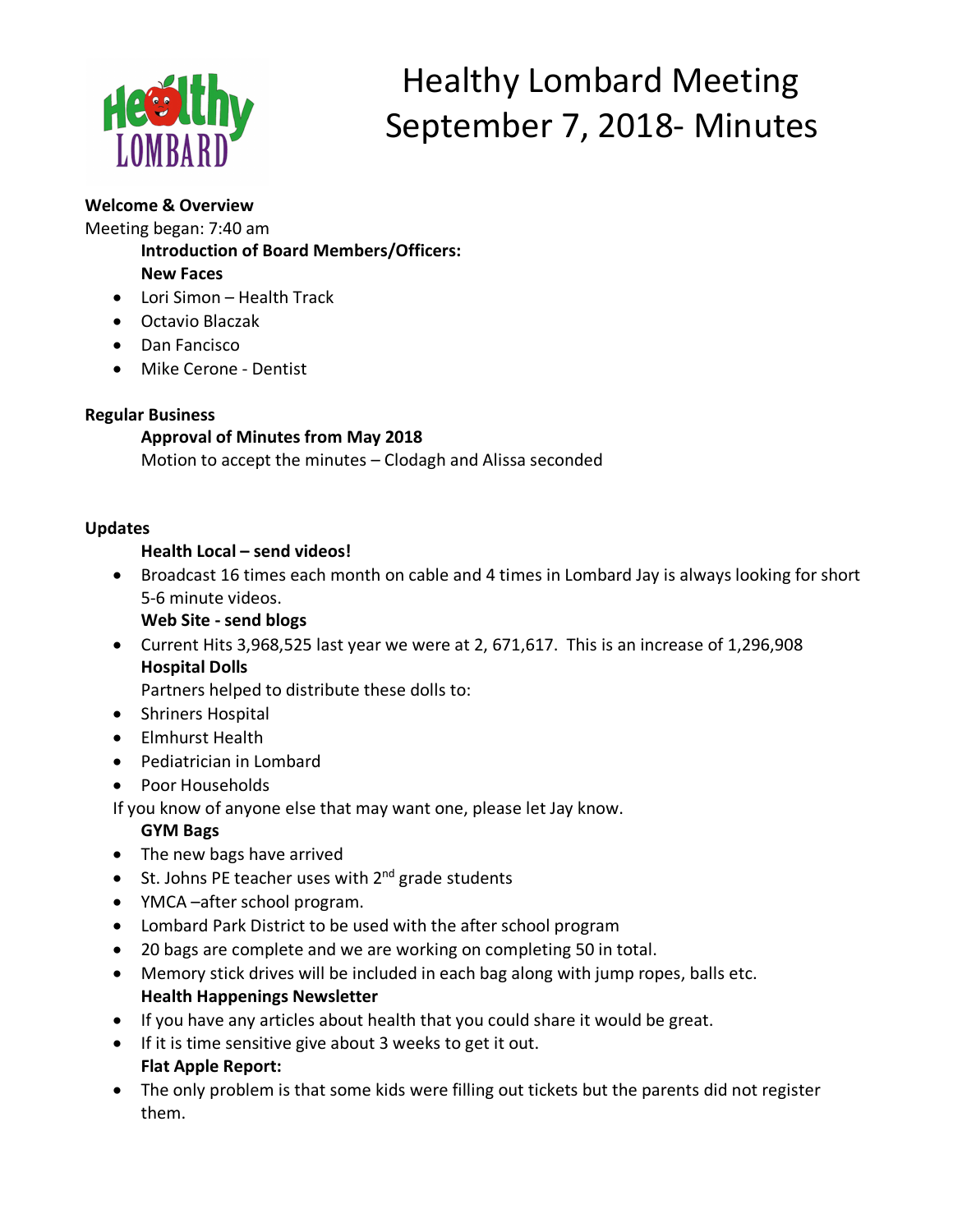# Healthy Lombard Meeting September 7, 2018- Minutes

**Welcome & Overview**

Meeting began: 7:40 am

**Introduction of Board Members/Officers:**

**New Faces**

- Lori Simon – Health Track
- Octavio Blaczak
- Dan Fancisco
- Mike Cerone - Dentist

**Regular Business**

**Approval of Minutes from May 2018**

Motion to accept the minutes – Clodagh and Alissa seconded

**Updates**

**Health Local – send videos!**

- Broadcast 16 times each month on cable and 4 times in Lombard Jay is always looking for short 5-6 minute videos.

**Web Site - send blogs**

- Current Hits 3,968,525 last year we were at 2, 671,617. This is an increase of 1,296,908

**Hospital Dolls**

Partners helped to distribute these dolls to:

- Shriners Hospital
- Elmhurst Health
- Pediatrician in Lombard
- Poor Households

If you know of anyone else that may want one, please let Jay know.

**GYM Bags**

- The new bags have arrived
- St. Johns PE teacher uses with 2nd grade students
- YMCA –after school program.
- Lombard Park District to be used with the after school program
- 20 bags are complete and we are working on completing 50 in total.
- Memory stick drives will be included in each bag along with jump ropes, balls etc.

**Health Happenings Newsletter**

- If you have any articles about health that you could share it would be great.
- If it is time sensitive give about 3 weeks to get it out.

**Flat Apple Report:**

- The only problem is that some kids were filling out tickets but the parents did not register them.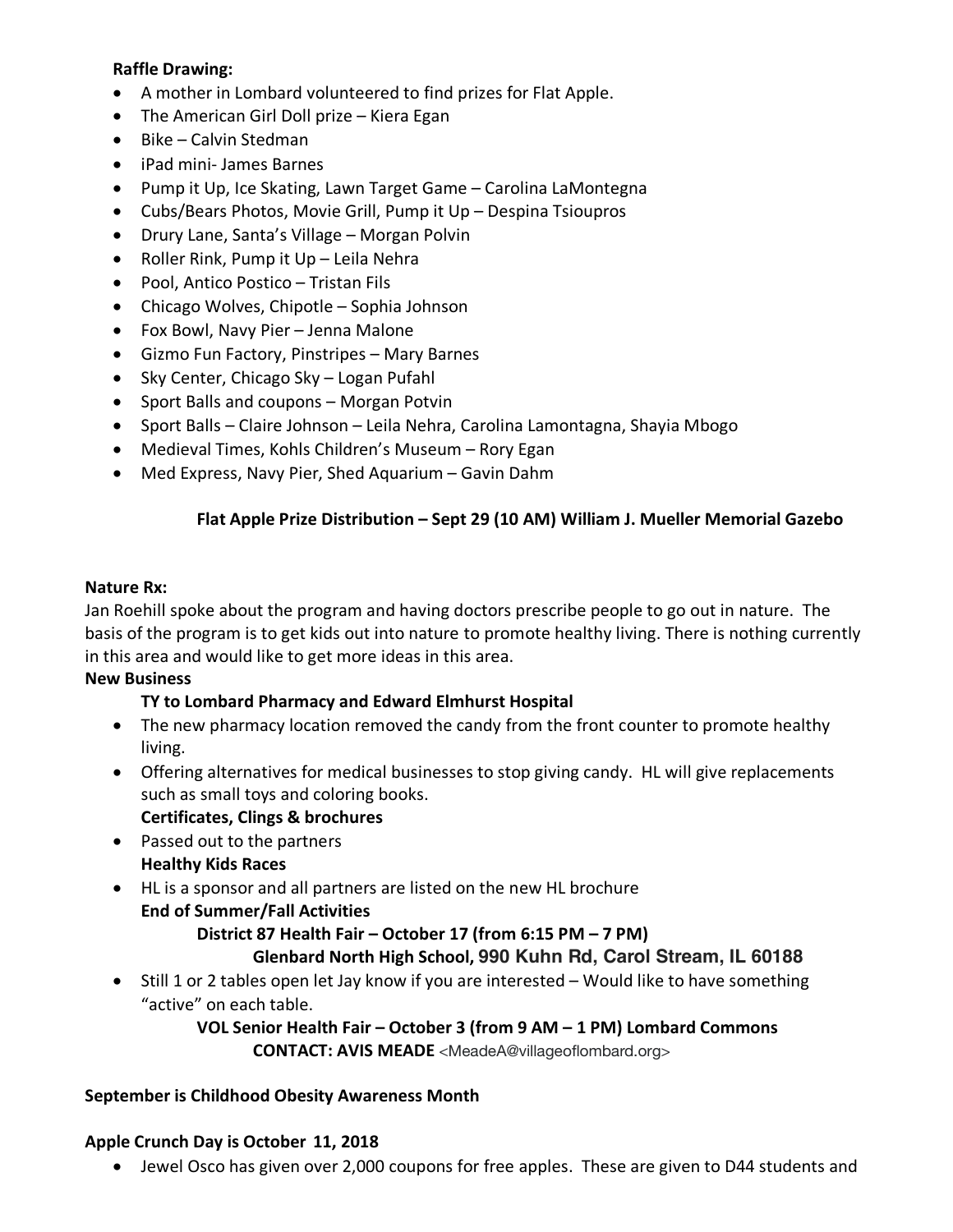**Raffle Drawing:**

- A mother in Lombard volunteered to find prizes for Flat Apple.
- The American Girl Doll prize – Kiera Egan
- Bike – Calvin Stedman
- iPad mini- James Barnes
- Pump it Up, Ice Skating, Lawn Target Game – Carolina LaMontegna
- Cubs/Bears Photos, Movie Grill, Pump it Up – Despina Tsioupros
- Drury Lane, Santa's Village – Morgan Polvin
- Roller Rink, Pump it Up – Leila Nehra
- Pool, Antico Postico – Tristan Fils
- Chicago Wolves, Chipotle – Sophia Johnson
- Fox Bowl, Navy Pier – Jenna Malone
- Gizmo Fun Factory, Pinstripes – Mary Barnes
- Sky Center, Chicago Sky – Logan Pufahl
- Sport Balls and coupons – Morgan Potvin
- Sport Balls – Claire Johnson – Leila Nehra, Carolina Lamontagna, Shayia Mbogo
- Medieval Times, Kohls Children's Museum – Rory Egan
- Med Express, Navy Pier, Shed Aquarium – Gavin Dahm

**Flat Apple Prize Distribution – Sept 29 (10 AM) William J. Mueller Memorial Gazebo**

**Nature Rx:**

Jan Roehill spoke about the program and having doctors prescribe people to go out in nature. The basis of the program is to get kids out into nature to promote healthy living. There is nothing currently in this area and would like to get more ideas in this area.

**New Business**

**TY to Lombard Pharmacy and Edward Elmhurst Hospital**

- The new pharmacy location removed the candy from the front counter to promote healthy living.
- Offering alternatives for medical businesses to stop giving candy. HL will give replacements such as small toys and coloring books.

**Certificates, Clings & brochures**

- Passed out to the partners

**Healthy Kids Races**

- HL is a sponsor and all partners are listed on the new HL brochure

**End of Summer/Fall Activities**

**District 87 Health Fair – October 17 (from 6:15 PM – 7 PM)**

**Glenbard North High School, 990 Kuhn Rd, Carol Stream, IL 60188**

- Still 1 or 2 tables open let Jay know if you are interested – Would like to have something "active" on each table.

**VOL Senior Health Fair – October 3 (from 9 AM – 1 PM) Lombard Commons**

**CONTACT: AVIS MEADE** <MeadeA@villageoflombard.org>

**September is Childhood Obesity Awareness Month**

**Apple Crunch Day is October 11, 2018**

- Jewel Osco has given over 2,000 coupons for free apples. These are given to D44 students and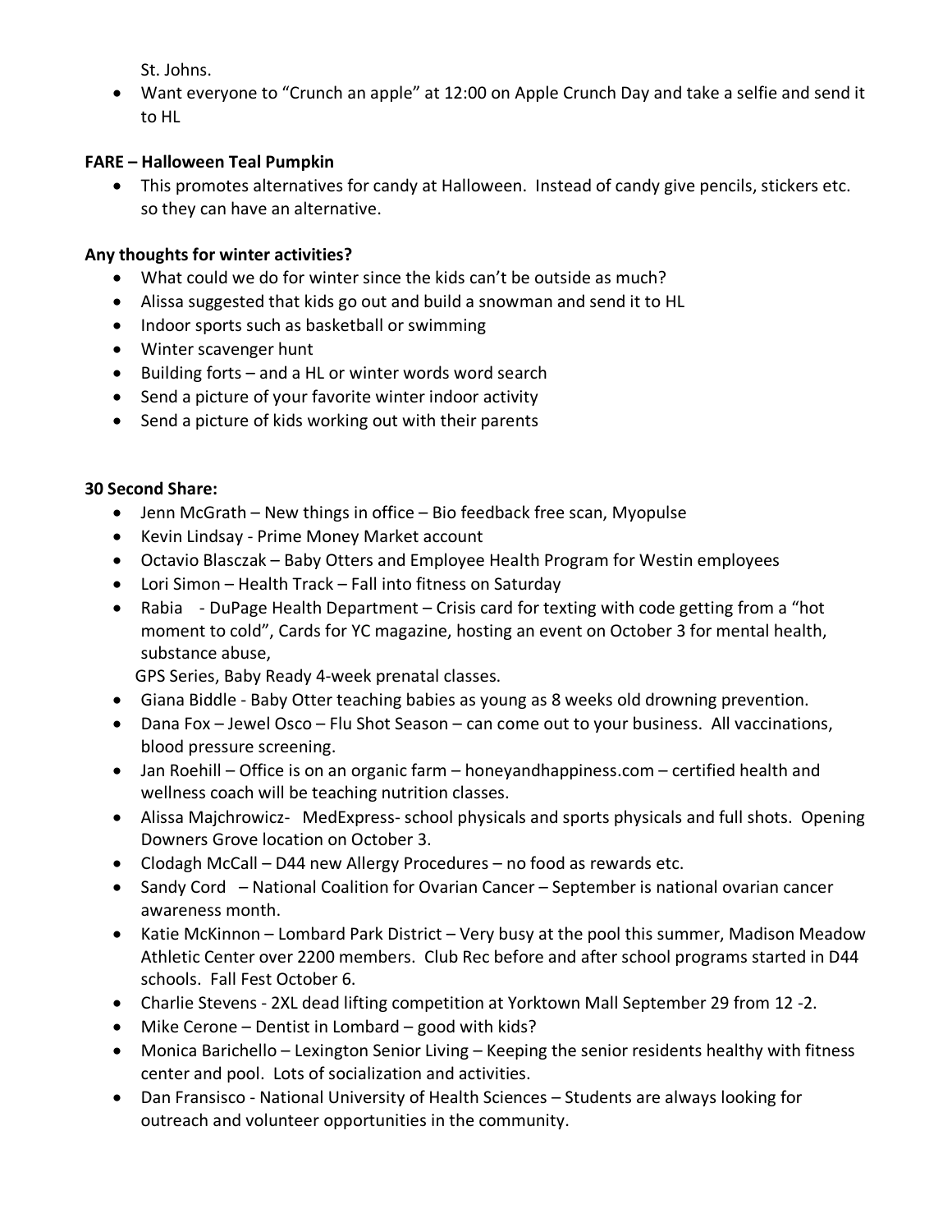St. Johns.

- Want everyone to "Crunch an apple" at 12:00 on Apple Crunch Day and take a selfie and send it to HL

**FARE – Halloween Teal Pumpkin**

- This promotes alternatives for candy at Halloween. Instead of candy give pencils, stickers etc. so they can have an alternative.

**Any thoughts for winter activities?**

- What could we do for winter since the kids can't be outside as much?
- Alissa suggested that kids go out and build a snowman and send it to HL
- Indoor sports such as basketball or swimming
- Winter scavenger hunt
- Building forts – and a HL or winter words word search
- Send a picture of your favorite winter indoor activity
- Send a picture of kids working out with their parents

**30 Second Share:**

- Jenn McGrath – New things in office – Bio feedback free scan, Myopulse
- Kevin Lindsay - Prime Money Market account
- Octavio Blasczak – Baby Otters and Employee Health Program for Westin employees
- Lori Simon – Health Track – Fall into fitness on Saturday
- Rabia - DuPage Health Department – Crisis card for texting with code getting from a "hot moment to cold", Cards for YC magazine, hosting an event on October 3 for mental health, substance abuse,
  GPS Series, Baby Ready 4-week prenatal classes.
- Giana Biddle - Baby Otter teaching babies as young as 8 weeks old drowning prevention.
- Dana Fox – Jewel Osco – Flu Shot Season – can come out to your business. All vaccinations, blood pressure screening.
- Jan Roehill – Office is on an organic farm – honeyandhappiness.com – certified health and wellness coach will be teaching nutrition classes.
- Alissa Majchrowicz- MedExpress- school physicals and sports physicals and full shots. Opening Downers Grove location on October 3.
- Clodagh McCall – D44 new Allergy Procedures – no food as rewards etc.
- Sandy Cord – National Coalition for Ovarian Cancer – September is national ovarian cancer awareness month.
- Katie McKinnon – Lombard Park District – Very busy at the pool this summer, Madison Meadow Athletic Center over 2200 members. Club Rec before and after school programs started in D44 schools. Fall Fest October 6.
- Charlie Stevens - 2XL dead lifting competition at Yorktown Mall September 29 from 12 -2.
- Mike Cerone – Dentist in Lombard – good with kids?
- Monica Barichello – Lexington Senior Living – Keeping the senior residents healthy with fitness center and pool. Lots of socialization and activities.
- Dan Fransisco - National University of Health Sciences – Students are always looking for outreach and volunteer opportunities in the community.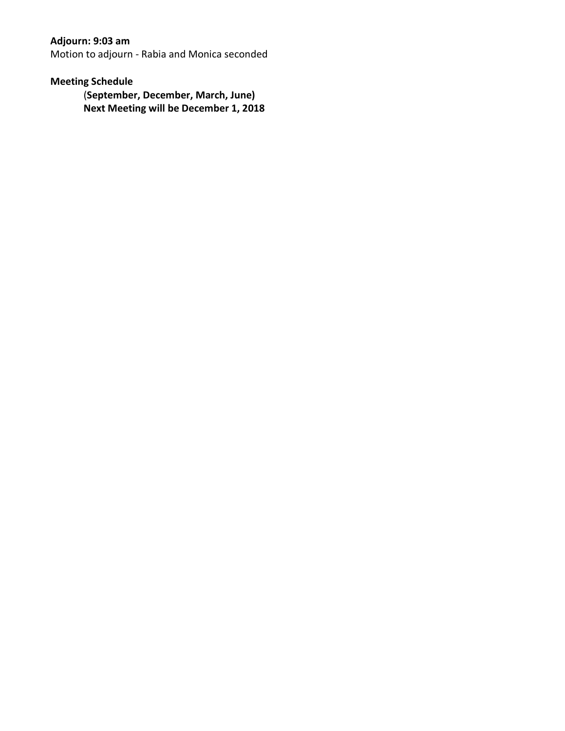**Adjourn: 9:03 am**

Motion to adjourn - Rabia and Monica seconded

**Meeting Schedule**

(**September, December, March, June)**

**Next Meeting will be December 1, 2018**